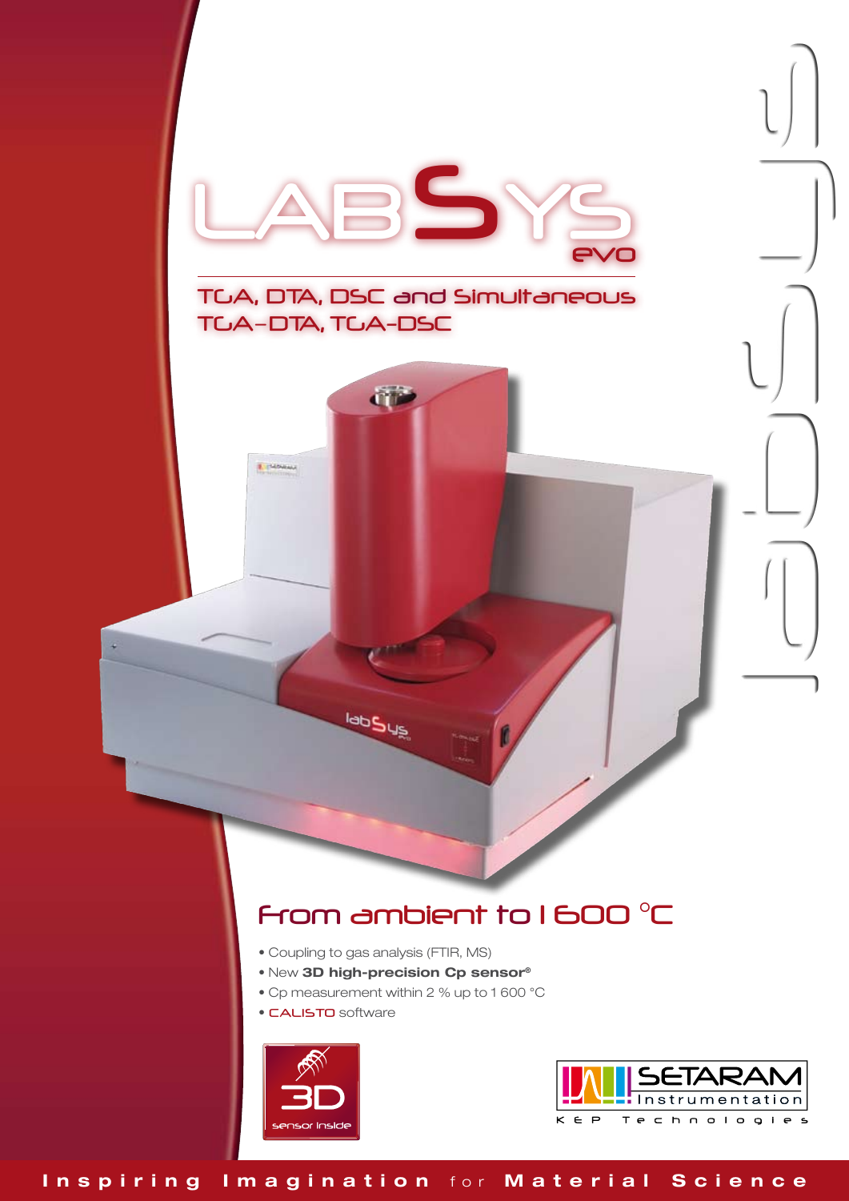# LABSYS evo

## TGA, DTA, DSC and Simultaneous TGA-DTA, TGA-DSC

## From ambient to 1 600 °C

- Coupling to gas analysis (FTIR, MS)
- New **3D high-precision Cp sensor®**
- Cp measurement within 2 % up to 1 600 °C
- CALISTO software

3D sensor inside

SETARAM Instrumentation
KEP Technologies

**Inspiring Imagination** for **Material Science**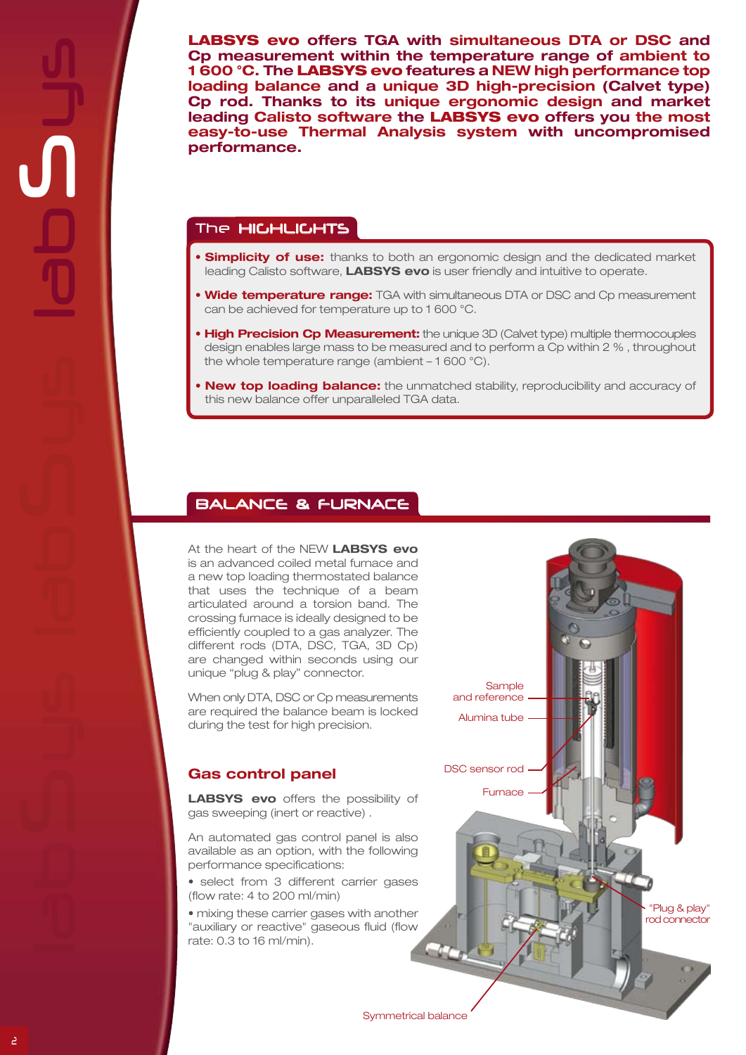**LABSYS evo offers TGA with simultaneous DTA or DSC and Cp measurement within the temperature range of ambient to 1 600 °C. The LABSYS evo features a NEW high performance top loading balance and a unique 3D high-precision (Calvet type) Cp rod. Thanks to its unique ergonomic design and market leading Calisto software the LABSYS evo offers you the most easy-to-use Thermal Analysis system with uncompromised performance.**

## The HIGHLIGHTS

- **Simplicity of use:** thanks to both an ergonomic design and the dedicated market leading Calisto software, **LABSYS evo** is user friendly and intuitive to operate.
- **Wide temperature range:** TGA with simultaneous DTA or DSC and Cp measurement can be achieved for temperature up to 1 600 °C.
- **High Precision Cp Measurement:** the unique 3D (Calvet type) multiple thermocouples design enables large mass to be measured and to perform a Cp within 2 % , throughout the whole temperature range (ambient – 1 600 °C).
- **New top loading balance:** the unmatched stability, reproducibility and accuracy of this new balance offer unparalleled TGA data.

## BALANCE & FURNACE

At the heart of the NEW **LABSYS evo** is an advanced coiled metal furnace and a new top loading thermostated balance that uses the technique of a beam articulated around a torsion band. The crossing furnace is ideally designed to be efficiently coupled to a gas analyzer. The different rods (DTA, DSC, TGA, 3D Cp) are changed within seconds using our unique “plug & play” connector.

When only DTA, DSC or Cp measurements are required the balance beam is locked during the test for high precision.

### Gas control panel

**LABSYS evo** offers the possibility of gas sweeping (inert or reactive) .

An automated gas control panel is also available as an option, with the following performance specifications:

- select from 3 different carrier gases (flow rate: 4 to 200 ml/min)
- mixing these carrier gases with another "auxiliary or reactive" gaseous fluid (flow rate: 0.3 to 16 ml/min).

Sample and reference

Alumina tube

DSC sensor rod

Furnace

"Plug & play" rod connector

Symmetrical balance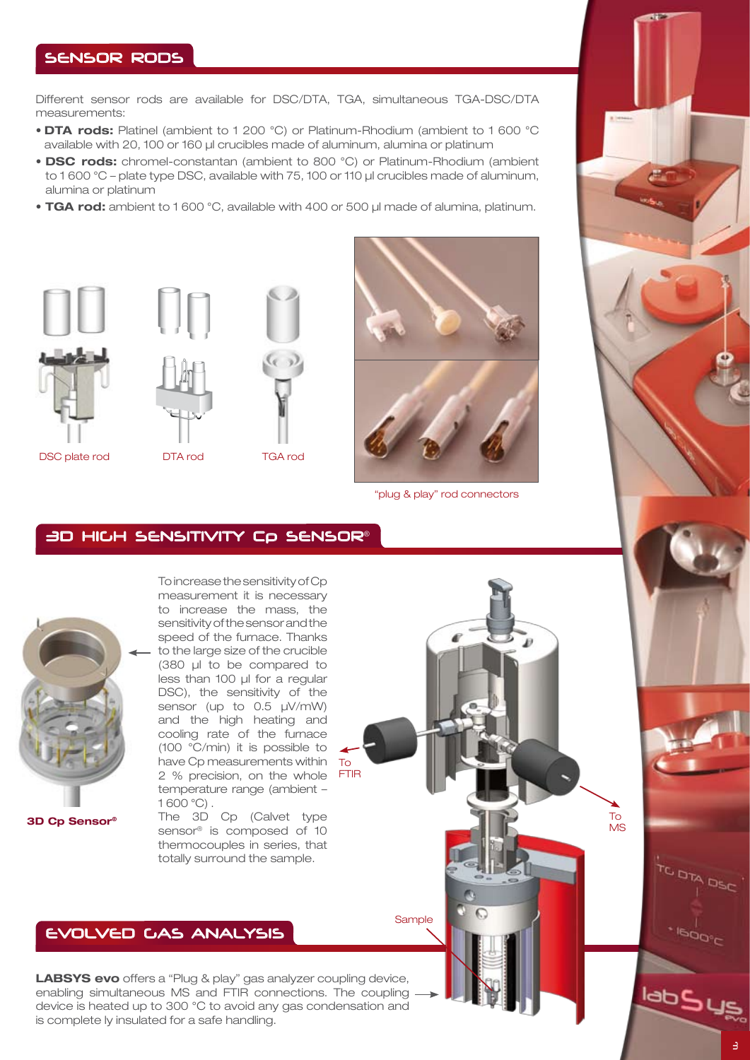## SENSOR RODS

Different sensor rods are available for DSC/DTA, TGA, simultaneous TGA-DSC/DTA measurements:

- **DTA rods:** Platinel (ambient to 1 200 °C) or Platinum-Rhodium (ambient to 1 600 °C available with 20, 100 or 160 µl crucibles made of aluminum, alumina or platinum
- **DSC rods:** chromel-constantan (ambient to 800 °C) or Platinum-Rhodium (ambient to 1 600 °C – plate type DSC, available with 75, 100 or 110 µl crucibles made of aluminum, alumina or platinum
- **TGA rod:** ambient to 1 600 °C, available with 400 or 500 µl made of alumina, platinum.

DSC plate rod

DTA rod

TGA rod

"plug & play" rod connectors

## 3D HIGH SENSITIVITY Cp SENSOR®

To increase the sensitivity of Cp measurement it is necessary to increase the mass, the sensitivity of the sensor and the speed of the furnace. Thanks to the large size of the crucible (380 µl to be compared to less than 100 µl for a regular DSC), the sensitivity of the sensor (up to 0.5 µV/mW) and the high heating and cooling rate of the furnace (100 °C/min) it is possible to have Cp measurements within 2 % precision, on the whole temperature range (ambient – 1 600 °C).

The 3D Cp (Calvet type sensor® is composed of 10 thermocouples in series, that totally surround the sample.

**3D Cp Sensor®**

To FTIR

To MS

Sample

## EVOLVED GAS ANALYSIS

**LABSYS evo** offers a "Plug & play" gas analyzer coupling device, enabling simultaneous MS and FTIR connections. The coupling device is heated up to 300 °C to avoid any gas condensation and is complete ly insulated for a safe handling.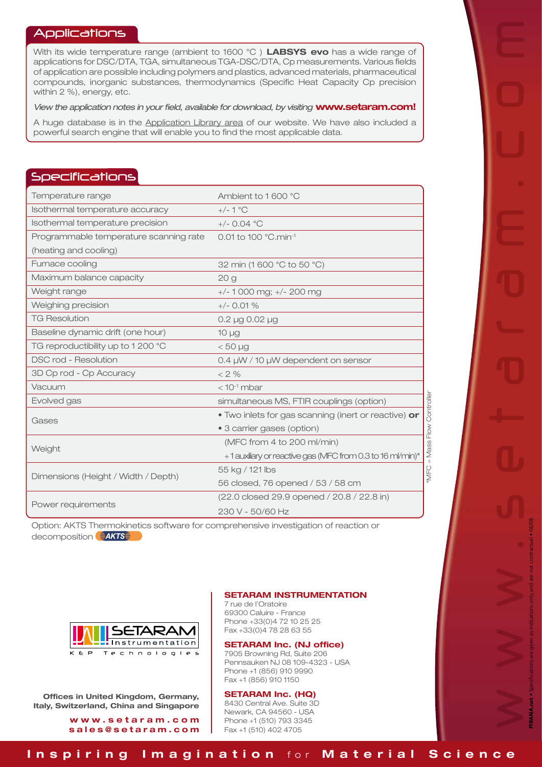## Applications

With its wide temperature range (ambient to 1600 °C ) **LABSYS evo** has a wide range of applications for DSC/DTA, TGA, simultaneous TGA-DSC/DTA, Cp measurements. Various fields of application are possible including polymers and plastics, advanced materials, pharmaceutical compounds, inorganic substances, thermodynamics (Specific Heat Capacity Cp precision within 2 %), energy, etc.

*View the application notes in your field, available for download, by visiting* **www.setaram.com!**

A huge database is in the Application Library area of our website. We have also included a powerful search engine that will enable you to find the most applicable data.

## Specifications

| | |
|---|---|
| Temperature range | Ambient to 1 600 °C |
| Isothermal temperature accuracy | +/- 1 °C |
| Isothermal temperature precision | +/- 0.04 °C |
| Programmable temperature scanning rate (heating and cooling) | 0.01 to 100 °C.min$^{-1}$ |
| Furnace cooling | 32 min (1 600 °C to 50 °C) |
| Maximum balance capacity | 20 g |
| Weight range | +/- 1 000 mg; +/- 200 mg |
| Weighing precision | +/- 0.01 % |
| TG Resolution | 0.2 µg 0.02 µg |
| Baseline dynamic drift (one hour) | 10 µg |
| TG reproductibility up to 1 200 °C | < 50 µg |
| DSC rod - Resolution | 0.4 µW / 10 µW dependent on sensor |
| 3D Cp rod - Cp Accuracy | < 2 % |
| Vacuum | < 10$^{-1}$ mbar |
| Evolved gas | simultaneous MS, FTIR couplings (option) |
| Gases | • Two inlets for gas scanning (inert or reactive) **or** • 3 carrier gases (option) |
| Weight | (MFC from 4 to 200 ml/min) +1 auxiliary or reactive gas (MFC from 0.3 to 16 ml/min)* |
| Dimensions (Height / Width / Depth) | 55 kg / 121 lbs 56 closed, 76 opened / 53 / 58 cm |
| Power requirements | (22.0 closed 29.9 opened / 20.8 / 22.8 in) 230 V - 50/60 Hz |

*MFC = Mass Flow Controller

Option: AKTS Thermokinetics software for comprehensive investigation of reaction or decomposition AKTS

SETARAM Instrumentation
KEP Technologies

**Offices in United Kingdom, Germany, Italy, Switzerland, China and Singapore**

**www.setaram.com**
**sales@setaram.com**

**SETARAM INSTRUMENTATION**
7 rue de l'Oratoire
69300 Caluire - France
Phone +33(0)4 72 10 25 25
Fax +33(0)4 78 28 63 55

**SETARAM Inc. (NJ office)**
7905 Browning Rd, Suite 206
Pennsauken NJ 08 109-4323 - USA
Phone +1 (856) 910 9990
Fax +1 (856) 910 1150

**SETARAM Inc. (HQ)**
8430 Central Ave. Suite 3D
Newark, CA 94560 - USA
Phone +1 (510) 793 3345
Fax +1 (510) 402 4705

www.setaram.com

PIRANA.net • Specifications are given as indications only and are not contractual • 06/08

**Inspiring Imagination** for **Material Science**